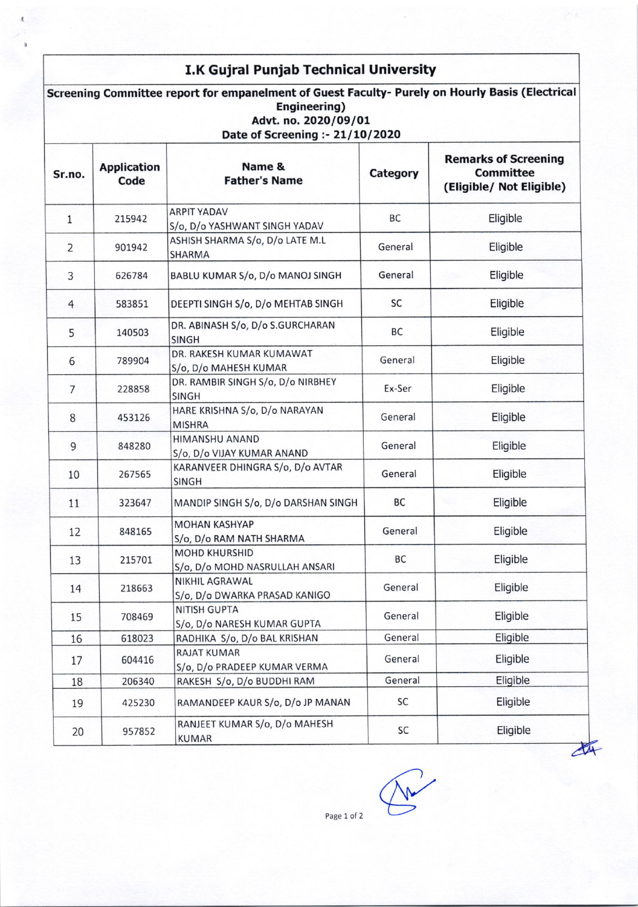# I.K Gujral Punjab Technical University

## Screening Committee report for empanelment of Guest Faculty- Purely on Hourly Basis (Electrical Engineering)

**Advt. no. 2020/09/01**

**Date of Screening :- 21/10/2020**

| Sr.no. | Application Code | Name & Father's Name | Category | Remarks of Screening Committee (Eligible/ Not Eligible) |
|---|---|---|---|---|
| 1 | 215942 | ARPIT YADAV S/o, D/o YASHWANT SINGH YADAV | BC | Eligible |
| 2 | 901942 | ASHISH SHARMA S/o, D/o LATE M.L SHARMA | General | Eligible |
| 3 | 626784 | BABLU KUMAR S/o, D/o MANOJ SINGH | General | Eligible |
| 4 | 583851 | DEEPTI SINGH S/o, D/o MEHTAB SINGH | SC | Eligible |
| 5 | 140503 | DR. ABINASH S/o, D/o S.GURCHARAN SINGH | BC | Eligible |
| 6 | 789904 | DR. RAKESH KUMAR KUMAWAT S/o, D/o MAHESH KUMAR | General | Eligible |
| 7 | 228858 | DR. RAMBIR SINGH S/o, D/o NIRBHEY SINGH | Ex-Ser | Eligible |
| 8 | 453126 | HARE KRISHNA S/o, D/o NARAYAN MISHRA | General | Eligible |
| 9 | 848280 | HIMANSHU ANAND S/o, D/o VIJAY KUMAR ANAND | General | Eligible |
| 10 | 267565 | KARANVEER DHINGRA S/o, D/o AVTAR SINGH | General | Eligible |
| 11 | 323647 | MANDIP SINGH S/o, D/o DARSHAN SINGH | BC | Eligible |
| 12 | 848165 | MOHAN KASHYAP S/o, D/o RAM NATH SHARMA | General | Eligible |
| 13 | 215701 | MOHD KHURSHID S/o, D/o MOHD NASRULLAH ANSARI | BC | Eligible |
| 14 | 218663 | NIKHIL AGRAWAL S/o, D/o DWARKA PRASAD KANIGO | General | Eligible |
| 15 | 708469 | NITISH GUPTA S/o, D/o NARESH KUMAR GUPTA | General | Eligible |
| 16 | 618023 | RADHIKA S/o, D/o BAL KRISHAN | General | Eligible |
| 17 | 604416 | RAJAT KUMAR S/o, D/o PRADEEP KUMAR VERMA | General | Eligible |
| 18 | 206340 | RAKESH S/o, D/o BUDDHI RAM | General | Eligible |
| 19 | 425230 | RAMANDEEP KAUR S/o, D/o JP MANAN | SC | Eligible |
| 20 | 957852 | RANJEET KUMAR S/o, D/o MAHESH KUMAR | SC | Eligible |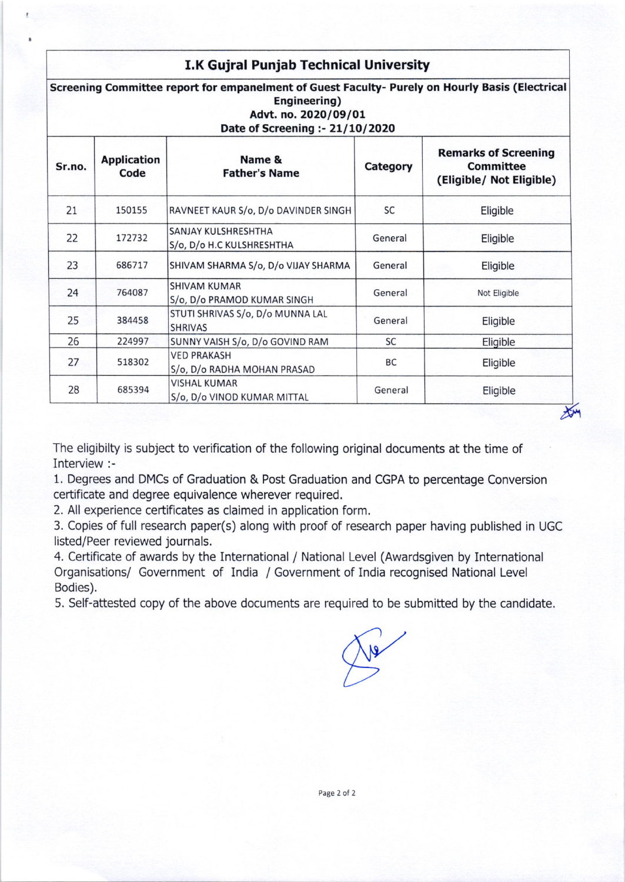# I.K Gujral Punjab Technical University

**Screening Committee report for empanelment of Guest Faculty- Purely on Hourly Basis (Electrical Engineering)**
**Advt. no. 2020/09/01**
**Date of Screening :- 21/10/2020**

| Sr.no. | Application Code | Name & Father's Name | Category | Remarks of Screening Committee (Eligible/ Not Eligible) |
|---|---|---|---|---|
| 21 | 150155 | RAVNEET KAUR S/o, D/o DAVINDER SINGH | SC | Eligible |
| 22 | 172732 | SANJAY KULSHRESHTHA S/o, D/o H.C KULSHRESHTHA | General | Eligible |
| 23 | 686717 | SHIVAM SHARMA S/o, D/o VIJAY SHARMA | General | Eligible |
| 24 | 764087 | SHIVAM KUMAR S/o, D/o PRAMOD KUMAR SINGH | General | Not Eligible |
| 25 | 384458 | STUTI SHRIVAS S/o, D/o MUNNA LAL SHRIVAS | General | Eligible |
| 26 | 224997 | SUNNY VAISH S/o, D/o GOVIND RAM | SC | Eligible |
| 27 | 518302 | VED PRAKASH S/o, D/o RADHA MOHAN PRASAD | BC | Eligible |
| 28 | 685394 | VISHAL KUMAR S/o, D/o VINOD KUMAR MITTAL | General | Eligible |

The eligibilty is subject to verification of the following original documents at the time of Interview :-

1. Degrees and DMCs of Graduation & Post Graduation and CGPA to percentage Conversion certificate and degree equivalence wherever required.
2. All experience certificates as claimed in application form.
3. Copies of full research paper(s) along with proof of research paper having published in UGC listed/Peer reviewed journals.
4. Certificate of awards by the International / National Level (Awardsgiven by International Organisations/ Government of India / Government of India recognised National Level Bodies).
5. Self-attested copy of the above documents are required to be submitted by the candidate.